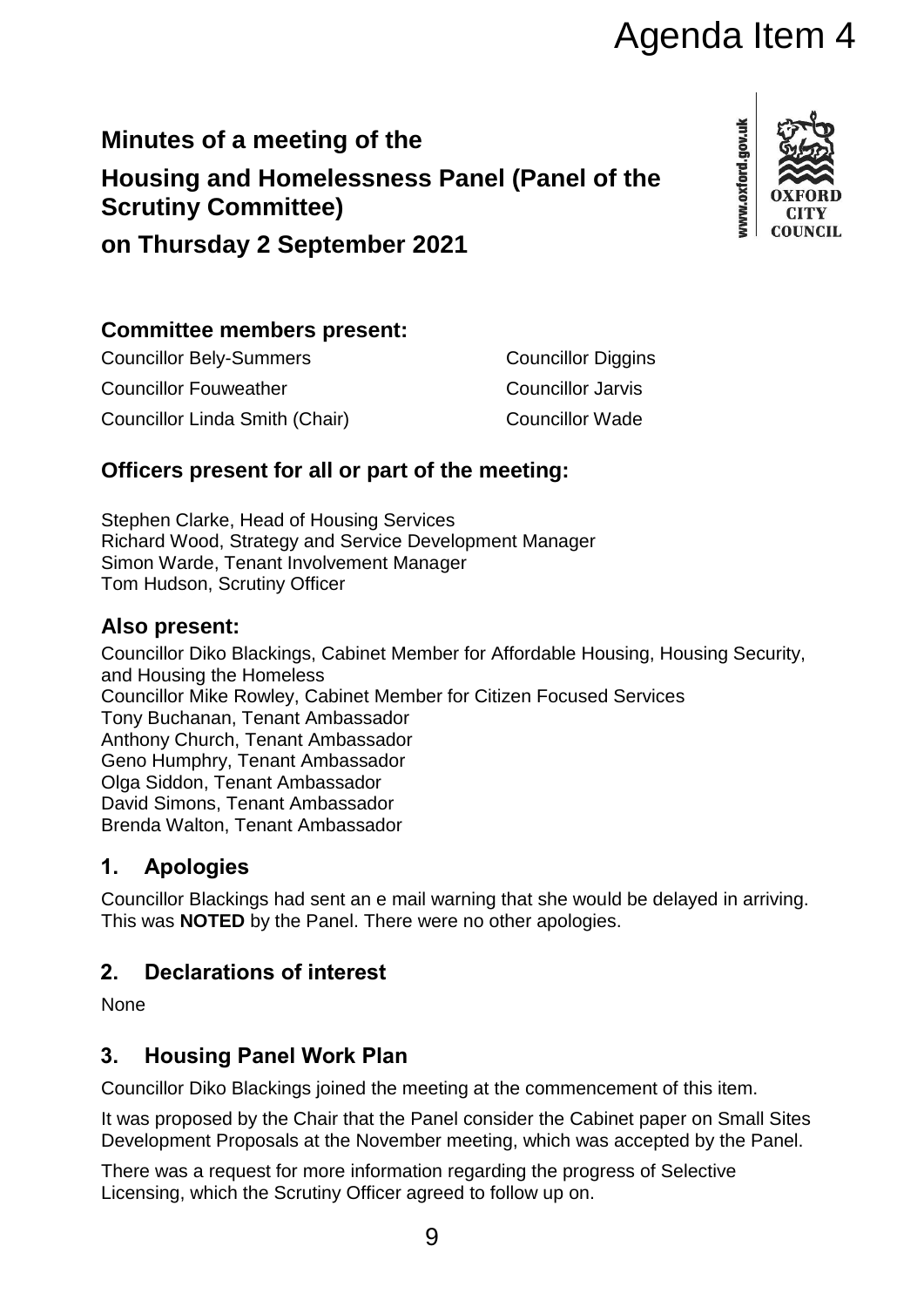Agenda Item 4

# Minutes of a meeting of the

# Housing and Homelessness Panel (Panel of the Scrutiny Committee)

# on Thursday 2 September 2021

## Committee members present:

Councillor Bely-Summers
Councillor Fouweather
Councillor Linda Smith (Chair)
Councillor Diggins
Councillor Jarvis
Councillor Wade

## Officers present for all or part of the meeting:

Stephen Clarke, Head of Housing Services
Richard Wood, Strategy and Service Development Manager
Simon Warde, Tenant Involvement Manager
Tom Hudson, Scrutiny Officer

## Also present:

Councillor Diko Blackings, Cabinet Member for Affordable Housing, Housing Security, and Housing the Homeless
Councillor Mike Rowley, Cabinet Member for Citizen Focused Services
Tony Buchanan, Tenant Ambassador
Anthony Church, Tenant Ambassador
Geno Humphry, Tenant Ambassador
Olga Siddon, Tenant Ambassador
David Simons, Tenant Ambassador
Brenda Walton, Tenant Ambassador

## 1. Apologies

Councillor Blackings had sent an e mail warning that she would be delayed in arriving. This was **NOTED** by the Panel. There were no other apologies.

## 2. Declarations of interest

None

## 3. Housing Panel Work Plan

Councillor Diko Blackings joined the meeting at the commencement of this item.

It was proposed by the Chair that the Panel consider the Cabinet paper on Small Sites Development Proposals at the November meeting, which was accepted by the Panel.

There was a request for more information regarding the progress of Selective Licensing, which the Scrutiny Officer agreed to follow up on.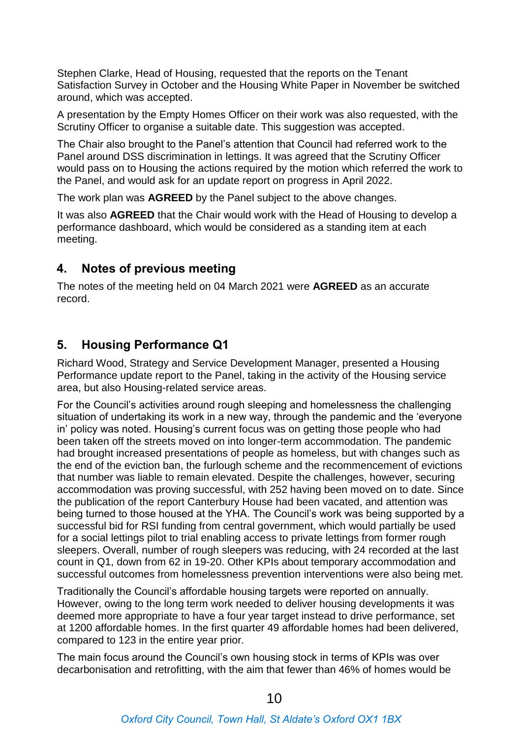Stephen Clarke, Head of Housing, requested that the reports on the Tenant Satisfaction Survey in October and the Housing White Paper in November be switched around, which was accepted.

A presentation by the Empty Homes Officer on their work was also requested, with the Scrutiny Officer to organise a suitable date. This suggestion was accepted.

The Chair also brought to the Panel's attention that Council had referred work to the Panel around DSS discrimination in lettings. It was agreed that the Scrutiny Officer would pass on to Housing the actions required by the motion which referred the work to the Panel, and would ask for an update report on progress in April 2022.

The work plan was **AGREED** by the Panel subject to the above changes.

It was also **AGREED** that the Chair would work with the Head of Housing to develop a performance dashboard, which would be considered as a standing item at each meeting.

## 4. Notes of previous meeting

The notes of the meeting held on 04 March 2021 were **AGREED** as an accurate record.

## 5. Housing Performance Q1

Richard Wood, Strategy and Service Development Manager, presented a Housing Performance update report to the Panel, taking in the activity of the Housing service area, but also Housing-related service areas.

For the Council's activities around rough sleeping and homelessness the challenging situation of undertaking its work in a new way, through the pandemic and the 'everyone in' policy was noted. Housing's current focus was on getting those people who had been taken off the streets moved on into longer-term accommodation. The pandemic had brought increased presentations of people as homeless, but with changes such as the end of the eviction ban, the furlough scheme and the recommencement of evictions that number was liable to remain elevated. Despite the challenges, however, securing accommodation was proving successful, with 252 having been moved on to date. Since the publication of the report Canterbury House had been vacated, and attention was being turned to those housed at the YHA. The Council's work was being supported by a successful bid for RSI funding from central government, which would partially be used for a social lettings pilot to trial enabling access to private lettings from former rough sleepers. Overall, number of rough sleepers was reducing, with 24 recorded at the last count in Q1, down from 62 in 19-20. Other KPIs about temporary accommodation and successful outcomes from homelessness prevention interventions were also being met.

Traditionally the Council's affordable housing targets were reported on annually. However, owing to the long term work needed to deliver housing developments it was deemed more appropriate to have a four year target instead to drive performance, set at 1200 affordable homes. In the first quarter 49 affordable homes had been delivered, compared to 123 in the entire year prior.

The main focus around the Council's own housing stock in terms of KPIs was over decarbonisation and retrofitting, with the aim that fewer than 46% of homes would be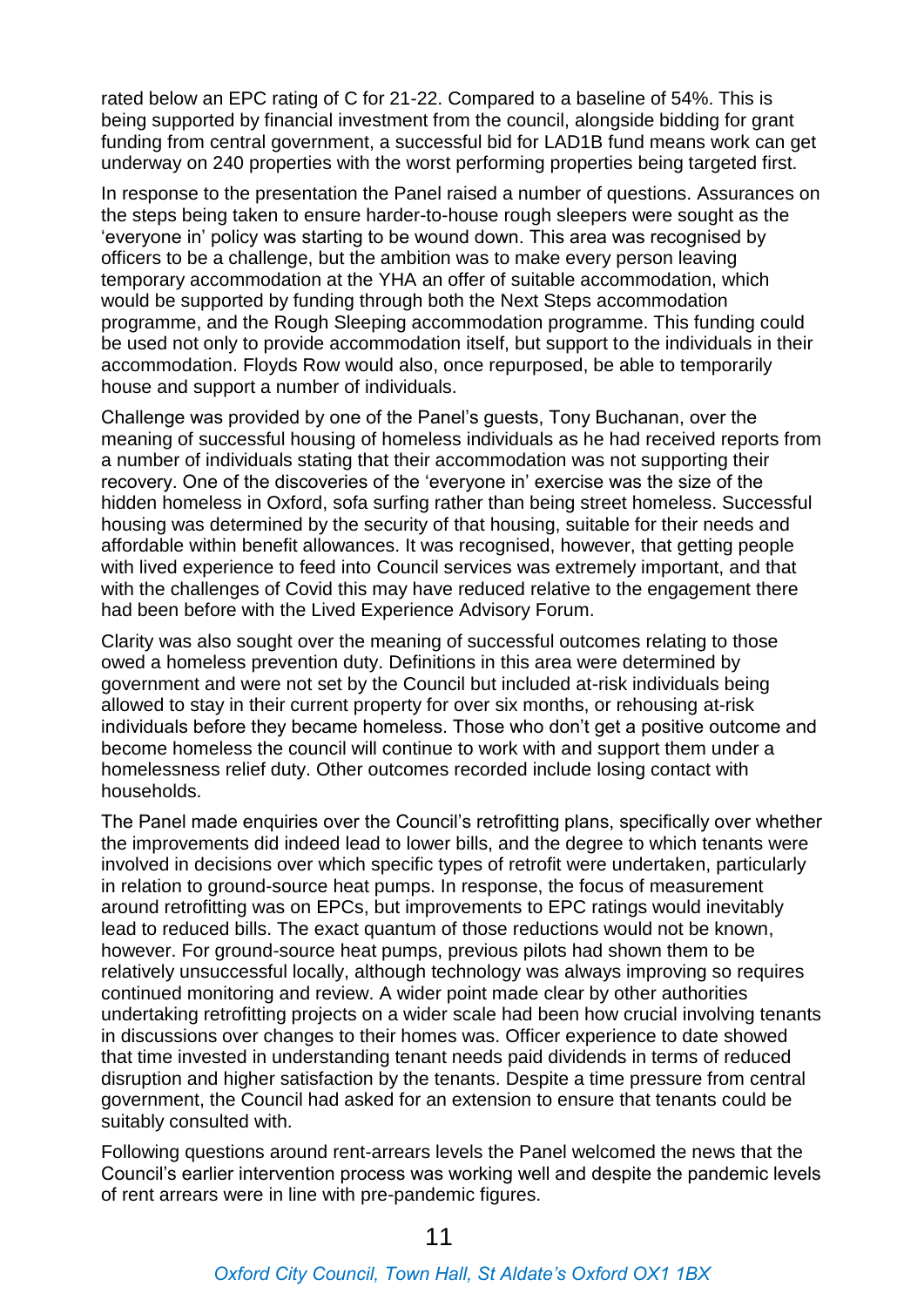rated below an EPC rating of C for 21-22. Compared to a baseline of 54%. This is being supported by financial investment from the council, alongside bidding for grant funding from central government, a successful bid for LAD1B fund means work can get underway on 240 properties with the worst performing properties being targeted first.

In response to the presentation the Panel raised a number of questions. Assurances on the steps being taken to ensure harder-to-house rough sleepers were sought as the 'everyone in' policy was starting to be wound down. This area was recognised by officers to be a challenge, but the ambition was to make every person leaving temporary accommodation at the YHA an offer of suitable accommodation, which would be supported by funding through both the Next Steps accommodation programme, and the Rough Sleeping accommodation programme. This funding could be used not only to provide accommodation itself, but support to the individuals in their accommodation. Floyds Row would also, once repurposed, be able to temporarily house and support a number of individuals.

Challenge was provided by one of the Panel's guests, Tony Buchanan, over the meaning of successful housing of homeless individuals as he had received reports from a number of individuals stating that their accommodation was not supporting their recovery. One of the discoveries of the 'everyone in' exercise was the size of the hidden homeless in Oxford, sofa surfing rather than being street homeless. Successful housing was determined by the security of that housing, suitable for their needs and affordable within benefit allowances. It was recognised, however, that getting people with lived experience to feed into Council services was extremely important, and that with the challenges of Covid this may have reduced relative to the engagement there had been before with the Lived Experience Advisory Forum.

Clarity was also sought over the meaning of successful outcomes relating to those owed a homeless prevention duty. Definitions in this area were determined by government and were not set by the Council but included at-risk individuals being allowed to stay in their current property for over six months, or rehousing at-risk individuals before they became homeless. Those who don't get a positive outcome and become homeless the council will continue to work with and support them under a homelessness relief duty. Other outcomes recorded include losing contact with households.

The Panel made enquiries over the Council's retrofitting plans, specifically over whether the improvements did indeed lead to lower bills, and the degree to which tenants were involved in decisions over which specific types of retrofit were undertaken, particularly in relation to ground-source heat pumps. In response, the focus of measurement around retrofitting was on EPCs, but improvements to EPC ratings would inevitably lead to reduced bills. The exact quantum of those reductions would not be known, however. For ground-source heat pumps, previous pilots had shown them to be relatively unsuccessful locally, although technology was always improving so requires continued monitoring and review. A wider point made clear by other authorities undertaking retrofitting projects on a wider scale had been how crucial involving tenants in discussions over changes to their homes was. Officer experience to date showed that time invested in understanding tenant needs paid dividends in terms of reduced disruption and higher satisfaction by the tenants. Despite a time pressure from central government, the Council had asked for an extension to ensure that tenants could be suitably consulted with.

Following questions around rent-arrears levels the Panel welcomed the news that the Council's earlier intervention process was working well and despite the pandemic levels of rent arrears were in line with pre-pandemic figures.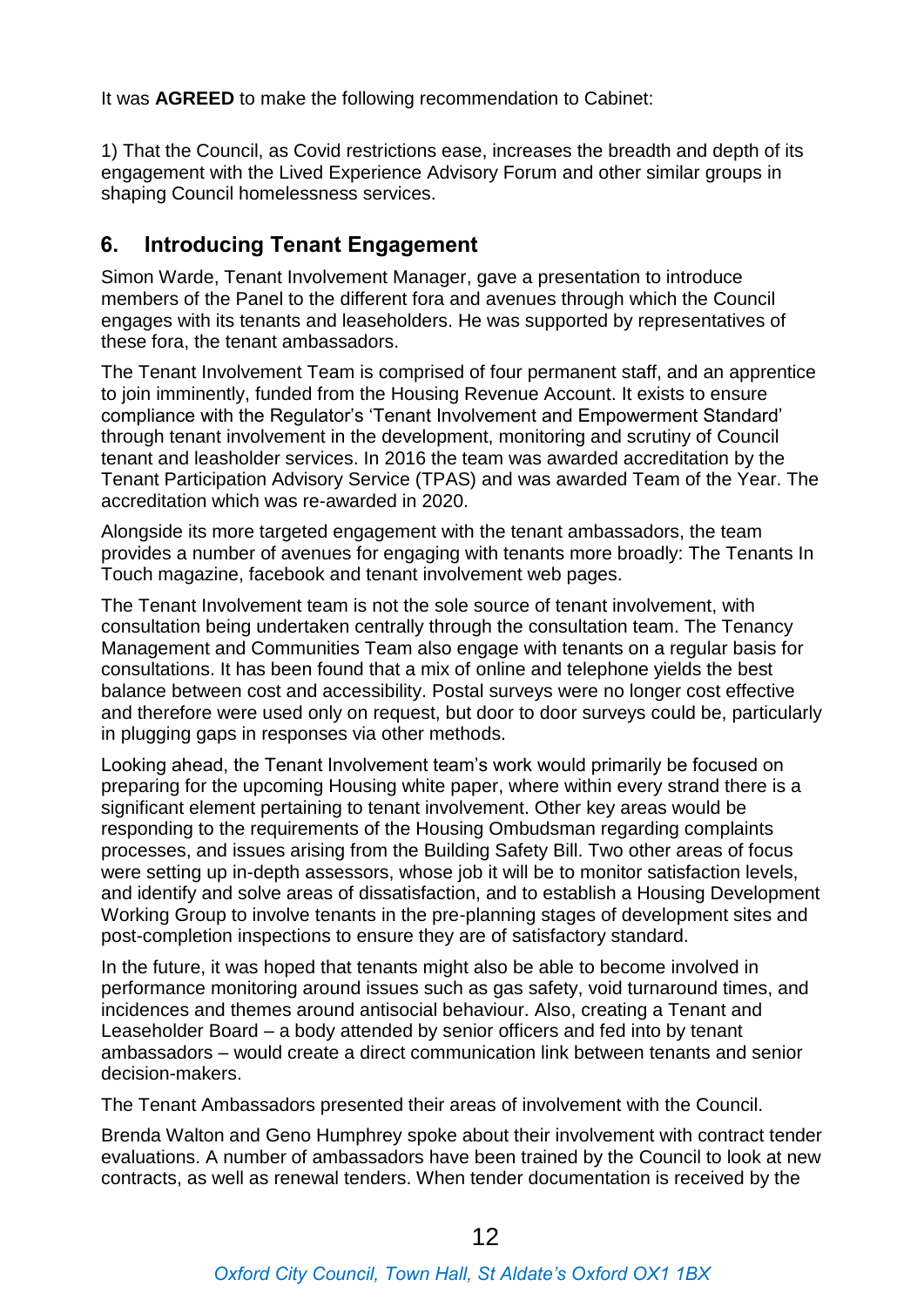It was **AGREED** to make the following recommendation to Cabinet:

1) That the Council, as Covid restrictions ease, increases the breadth and depth of its engagement with the Lived Experience Advisory Forum and other similar groups in shaping Council homelessness services.

## 6. Introducing Tenant Engagement

Simon Warde, Tenant Involvement Manager, gave a presentation to introduce members of the Panel to the different fora and avenues through which the Council engages with its tenants and leaseholders. He was supported by representatives of these fora, the tenant ambassadors.

The Tenant Involvement Team is comprised of four permanent staff, and an apprentice to join imminently, funded from the Housing Revenue Account. It exists to ensure compliance with the Regulator's 'Tenant Involvement and Empowerment Standard' through tenant involvement in the development, monitoring and scrutiny of Council tenant and leasholder services. In 2016 the team was awarded accreditation by the Tenant Participation Advisory Service (TPAS) and was awarded Team of the Year. The accreditation which was re-awarded in 2020.

Alongside its more targeted engagement with the tenant ambassadors, the team provides a number of avenues for engaging with tenants more broadly: The Tenants In Touch magazine, facebook and tenant involvement web pages.

The Tenant Involvement team is not the sole source of tenant involvement, with consultation being undertaken centrally through the consultation team. The Tenancy Management and Communities Team also engage with tenants on a regular basis for consultations. It has been found that a mix of online and telephone yields the best balance between cost and accessibility. Postal surveys were no longer cost effective and therefore were used only on request, but door to door surveys could be, particularly in plugging gaps in responses via other methods.

Looking ahead, the Tenant Involvement team's work would primarily be focused on preparing for the upcoming Housing white paper, where within every strand there is a significant element pertaining to tenant involvement. Other key areas would be responding to the requirements of the Housing Ombudsman regarding complaints processes, and issues arising from the Building Safety Bill. Two other areas of focus were setting up in-depth assessors, whose job it will be to monitor satisfaction levels, and identify and solve areas of dissatisfaction, and to establish a Housing Development Working Group to involve tenants in the pre-planning stages of development sites and post-completion inspections to ensure they are of satisfactory standard.

In the future, it was hoped that tenants might also be able to become involved in performance monitoring around issues such as gas safety, void turnaround times, and incidences and themes around antisocial behaviour. Also, creating a Tenant and Leaseholder Board – a body attended by senior officers and fed into by tenant ambassadors – would create a direct communication link between tenants and senior decision-makers.

The Tenant Ambassadors presented their areas of involvement with the Council.

Brenda Walton and Geno Humphrey spoke about their involvement with contract tender evaluations. A number of ambassadors have been trained by the Council to look at new contracts, as well as renewal tenders. When tender documentation is received by the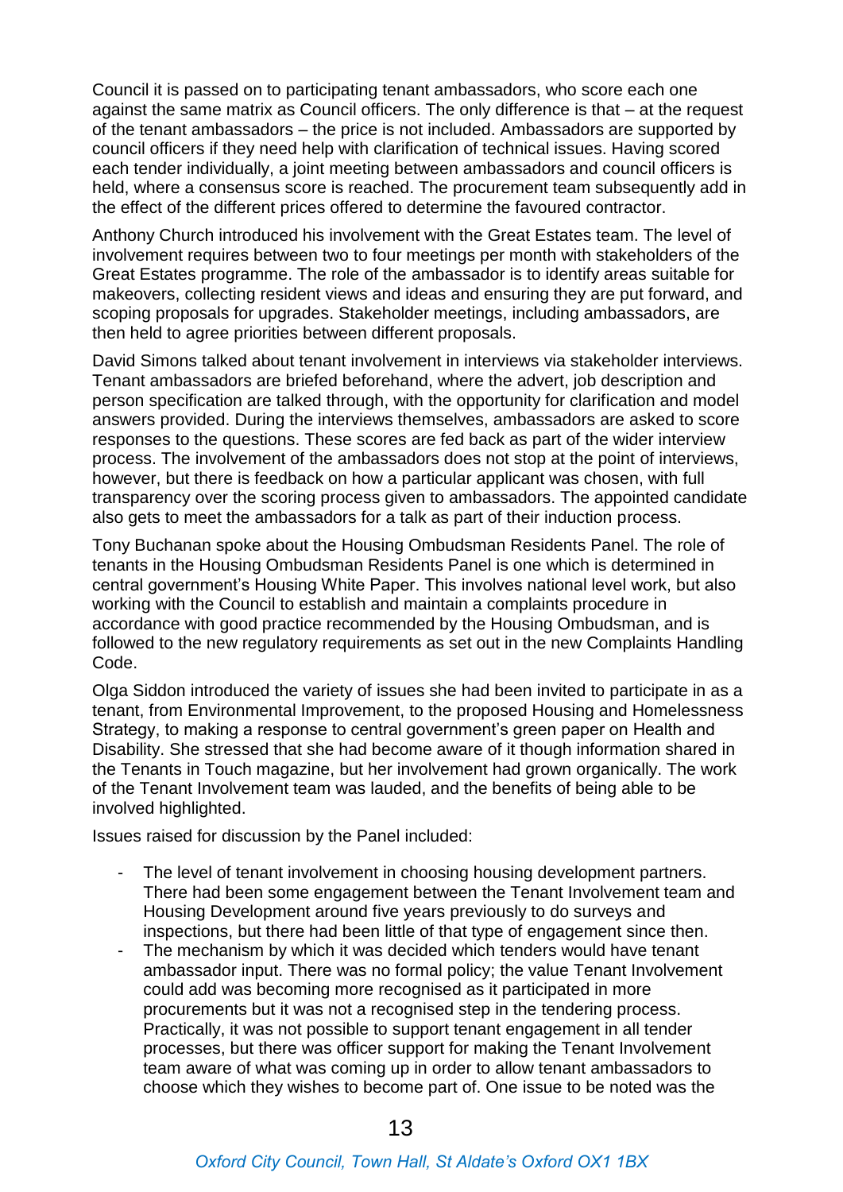Council it is passed on to participating tenant ambassadors, who score each one against the same matrix as Council officers. The only difference is that – at the request of the tenant ambassadors – the price is not included. Ambassadors are supported by council officers if they need help with clarification of technical issues. Having scored each tender individually, a joint meeting between ambassadors and council officers is held, where a consensus score is reached. The procurement team subsequently add in the effect of the different prices offered to determine the favoured contractor.

Anthony Church introduced his involvement with the Great Estates team. The level of involvement requires between two to four meetings per month with stakeholders of the Great Estates programme. The role of the ambassador is to identify areas suitable for makeovers, collecting resident views and ideas and ensuring they are put forward, and scoping proposals for upgrades. Stakeholder meetings, including ambassadors, are then held to agree priorities between different proposals.

David Simons talked about tenant involvement in interviews via stakeholder interviews. Tenant ambassadors are briefed beforehand, where the advert, job description and person specification are talked through, with the opportunity for clarification and model answers provided. During the interviews themselves, ambassadors are asked to score responses to the questions. These scores are fed back as part of the wider interview process. The involvement of the ambassadors does not stop at the point of interviews, however, but there is feedback on how a particular applicant was chosen, with full transparency over the scoring process given to ambassadors. The appointed candidate also gets to meet the ambassadors for a talk as part of their induction process.

Tony Buchanan spoke about the Housing Ombudsman Residents Panel. The role of tenants in the Housing Ombudsman Residents Panel is one which is determined in central government's Housing White Paper. This involves national level work, but also working with the Council to establish and maintain a complaints procedure in accordance with good practice recommended by the Housing Ombudsman, and is followed to the new regulatory requirements as set out in the new Complaints Handling Code.

Olga Siddon introduced the variety of issues she had been invited to participate in as a tenant, from Environmental Improvement, to the proposed Housing and Homelessness Strategy, to making a response to central government's green paper on Health and Disability. She stressed that she had become aware of it though information shared in the Tenants in Touch magazine, but her involvement had grown organically. The work of the Tenant Involvement team was lauded, and the benefits of being able to be involved highlighted.

Issues raised for discussion by the Panel included:

- The level of tenant involvement in choosing housing development partners. There had been some engagement between the Tenant Involvement team and Housing Development around five years previously to do surveys and inspections, but there had been little of that type of engagement since then.
- The mechanism by which it was decided which tenders would have tenant ambassador input. There was no formal policy; the value Tenant Involvement could add was becoming more recognised as it participated in more procurements but it was not a recognised step in the tendering process. Practically, it was not possible to support tenant engagement in all tender processes, but there was officer support for making the Tenant Involvement team aware of what was coming up in order to allow tenant ambassadors to choose which they wishes to become part of. One issue to be noted was the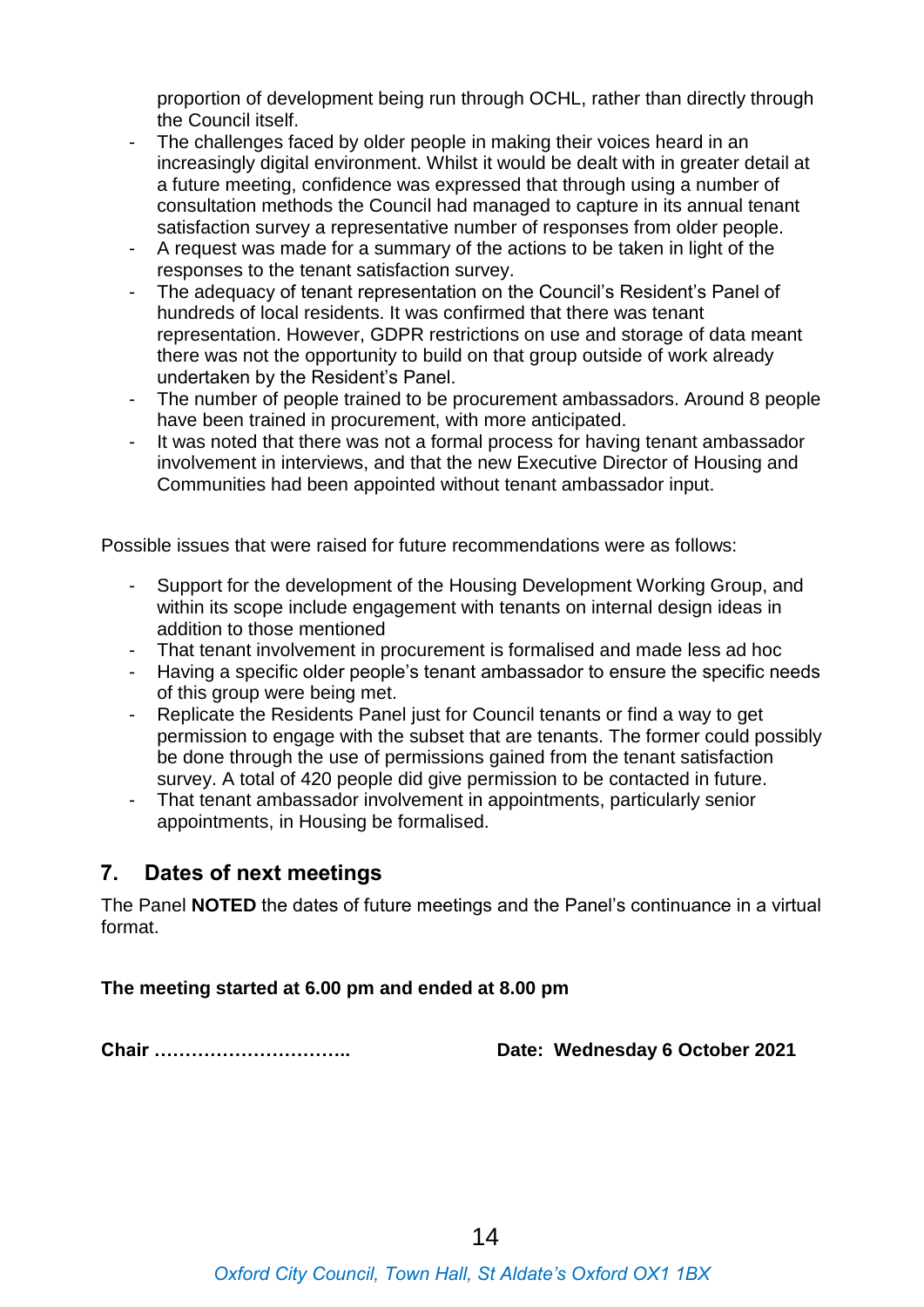proportion of development being run through OCHL, rather than directly through the Council itself.

- The challenges faced by older people in making their voices heard in an increasingly digital environment. Whilst it would be dealt with in greater detail at a future meeting, confidence was expressed that through using a number of consultation methods the Council had managed to capture in its annual tenant satisfaction survey a representative number of responses from older people.
- A request was made for a summary of the actions to be taken in light of the responses to the tenant satisfaction survey.
- The adequacy of tenant representation on the Council's Resident's Panel of hundreds of local residents. It was confirmed that there was tenant representation. However, GDPR restrictions on use and storage of data meant there was not the opportunity to build on that group outside of work already undertaken by the Resident's Panel.
- The number of people trained to be procurement ambassadors. Around 8 people have been trained in procurement, with more anticipated.
- It was noted that there was not a formal process for having tenant ambassador involvement in interviews, and that the new Executive Director of Housing and Communities had been appointed without tenant ambassador input.

Possible issues that were raised for future recommendations were as follows:

- Support for the development of the Housing Development Working Group, and within its scope include engagement with tenants on internal design ideas in addition to those mentioned
- That tenant involvement in procurement is formalised and made less ad hoc
- Having a specific older people's tenant ambassador to ensure the specific needs of this group were being met.
- Replicate the Residents Panel just for Council tenants or find a way to get permission to engage with the subset that are tenants. The former could possibly be done through the use of permissions gained from the tenant satisfaction survey. A total of 420 people did give permission to be contacted in future.
- That tenant ambassador involvement in appointments, particularly senior appointments, in Housing be formalised.

## 7. Dates of next meetings

The Panel **NOTED** the dates of future meetings and the Panel's continuance in a virtual format.

**The meeting started at 6.00 pm and ended at 8.00 pm**

**Chair …………………………..** **Date: Wednesday 6 October 2021**